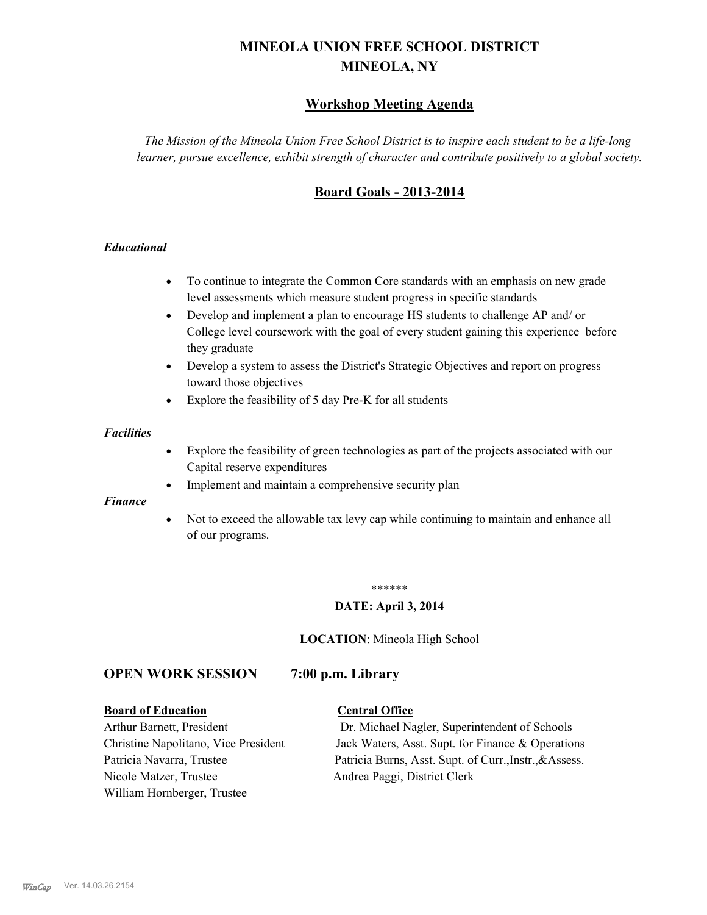# MINEOLA UNION FREE SCHOOL DISTRICT
# MINEOLA, NY

## Workshop Meeting Agenda

*The Mission of the Mineola Union Free School District is to inspire each student to be a life-long learner, pursue excellence, exhibit strength of character and contribute positively to a global society.*

## Board Goals - 2013-2014

### *Educational*

- To continue to integrate the Common Core standards with an emphasis on new grade level assessments which measure student progress in specific standards
- Develop and implement a plan to encourage HS students to challenge AP and/ or College level coursework with the goal of every student gaining this experience before they graduate
- Develop a system to assess the District's Strategic Objectives and report on progress toward those objectives
- Explore the feasibility of 5 day Pre-K for all students

### *Facilities*

- Explore the feasibility of green technologies as part of the projects associated with our Capital reserve expenditures
- Implement and maintain a comprehensive security plan

### *Finance*

- Not to exceed the allowable tax levy cap while continuing to maintain and enhance all of our programs.

******

**DATE: April 3, 2014**

**LOCATION**: Mineola High School

## OPEN WORK SESSION 7:00 p.m. Library

| **Board of Education** | **Central Office** |
|---|---|
| Arthur Barnett, President | Dr. Michael Nagler, Superintendent of Schools |
| Christine Napolitano, Vice President | Jack Waters, Asst. Supt. for Finance & Operations |
| Patricia Navarra, Trustee | Patricia Burns, Asst. Supt. of Curr.,Instr.,&Assess. |
| Nicole Matzer, Trustee | Andrea Paggi, District Clerk |
| William Hornberger, Trustee | |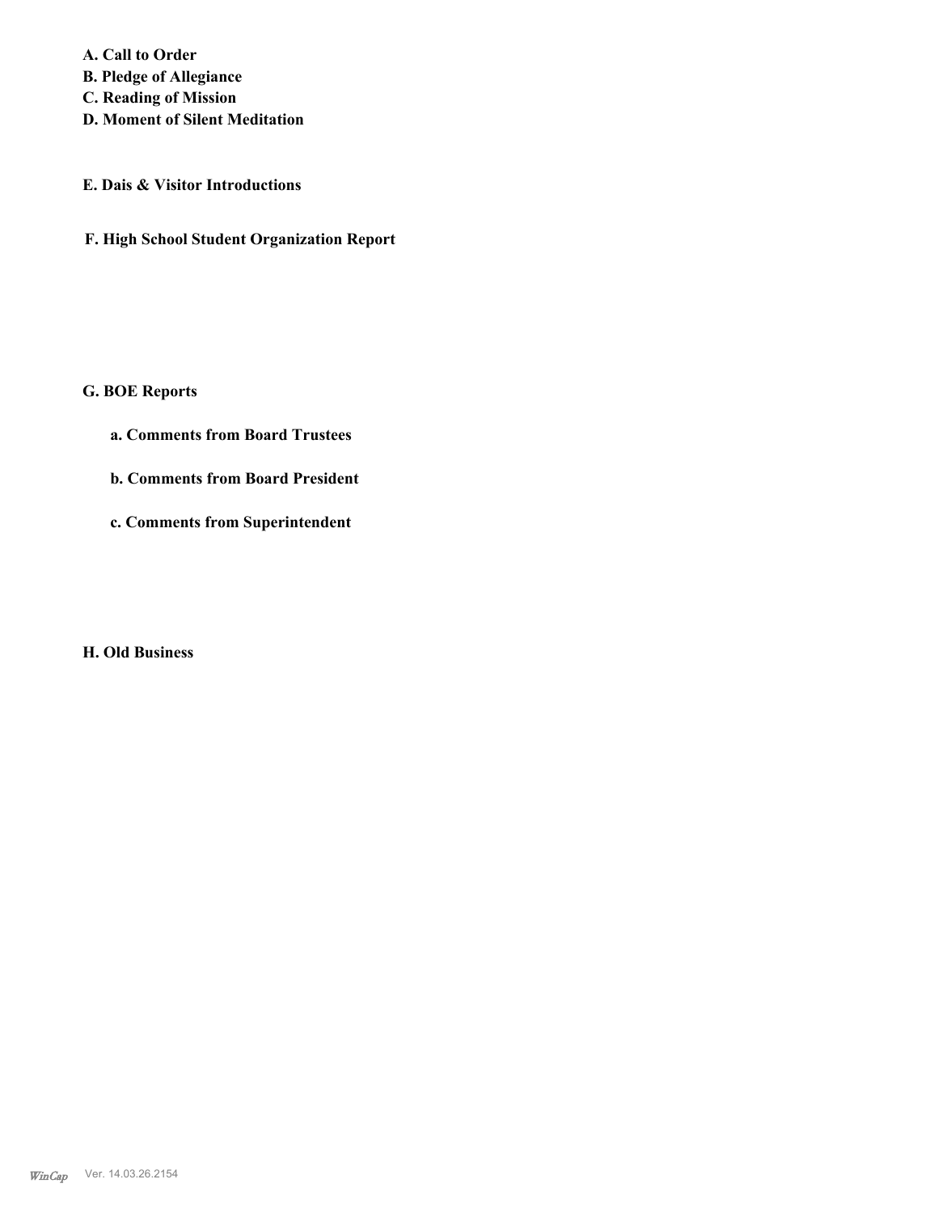**A. Call to Order**
**B. Pledge of Allegiance**
**C. Reading of Mission**
**D. Moment of Silent Meditation**

**E. Dais & Visitor Introductions**

**F. High School Student Organization Report**

**G. BOE Reports**

**a. Comments from Board Trustees**

**b. Comments from Board President**

**c. Comments from Superintendent**

**H. Old Business**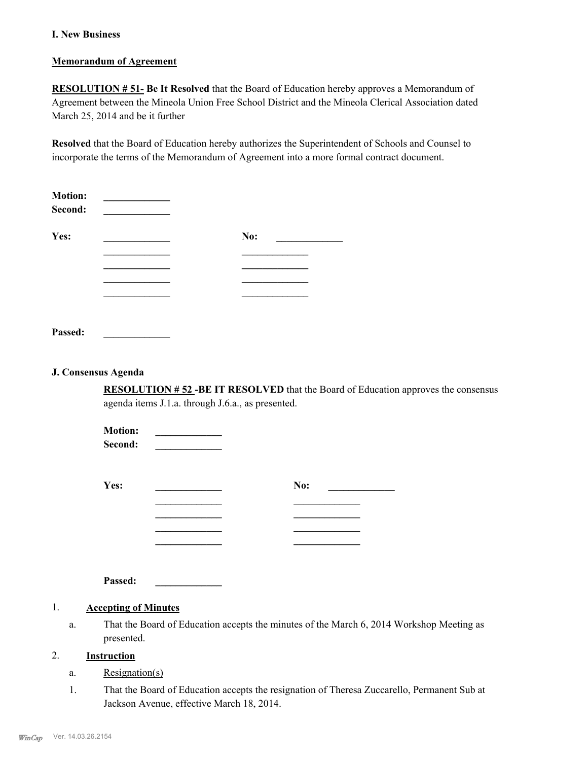**I. New Business**

**Memorandum of Agreement**

**RESOLUTION # 51- Be It Resolved** that the Board of Education hereby approves a Memorandum of Agreement between the Mineola Union Free School District and the Mineola Clerical Association dated March 25, 2014 and be it further

**Resolved** that the Board of Education hereby authorizes the Superintendent of Schools and Counsel to incorporate the terms of the Memorandum of Agreement into a more formal contract document.

**Motion:** _____________
**Second:** _____________

| **Yes:** | _____________ | **No:** | _____________ |
|---|---|---|---|
| | _____________ | | _____________ |
| | _____________ | | _____________ |
| | _____________ | | _____________ |
| | _____________ | | _____________ |

**Passed:** _____________

**J. Consensus Agenda**

**RESOLUTION # 52 -BE IT RESOLVED** that the Board of Education approves the consensus agenda items J.1.a. through J.6.a., as presented.

**Motion:** _____________
**Second:** _____________

| **Yes:** | _____________ | **No:** | _____________ |
|---|---|---|---|
| | _____________ | | _____________ |
| | _____________ | | _____________ |
| | _____________ | | _____________ |
| | _____________ | | _____________ |

**Passed:** _____________

1. **Accepting of Minutes**

   a. That the Board of Education accepts the minutes of the March 6, 2014 Workshop Meeting as presented.

2. **Instruction**

   a. Resignation(s)

   1. That the Board of Education accepts the resignation of Theresa Zuccarello, Permanent Sub at Jackson Avenue, effective March 18, 2014.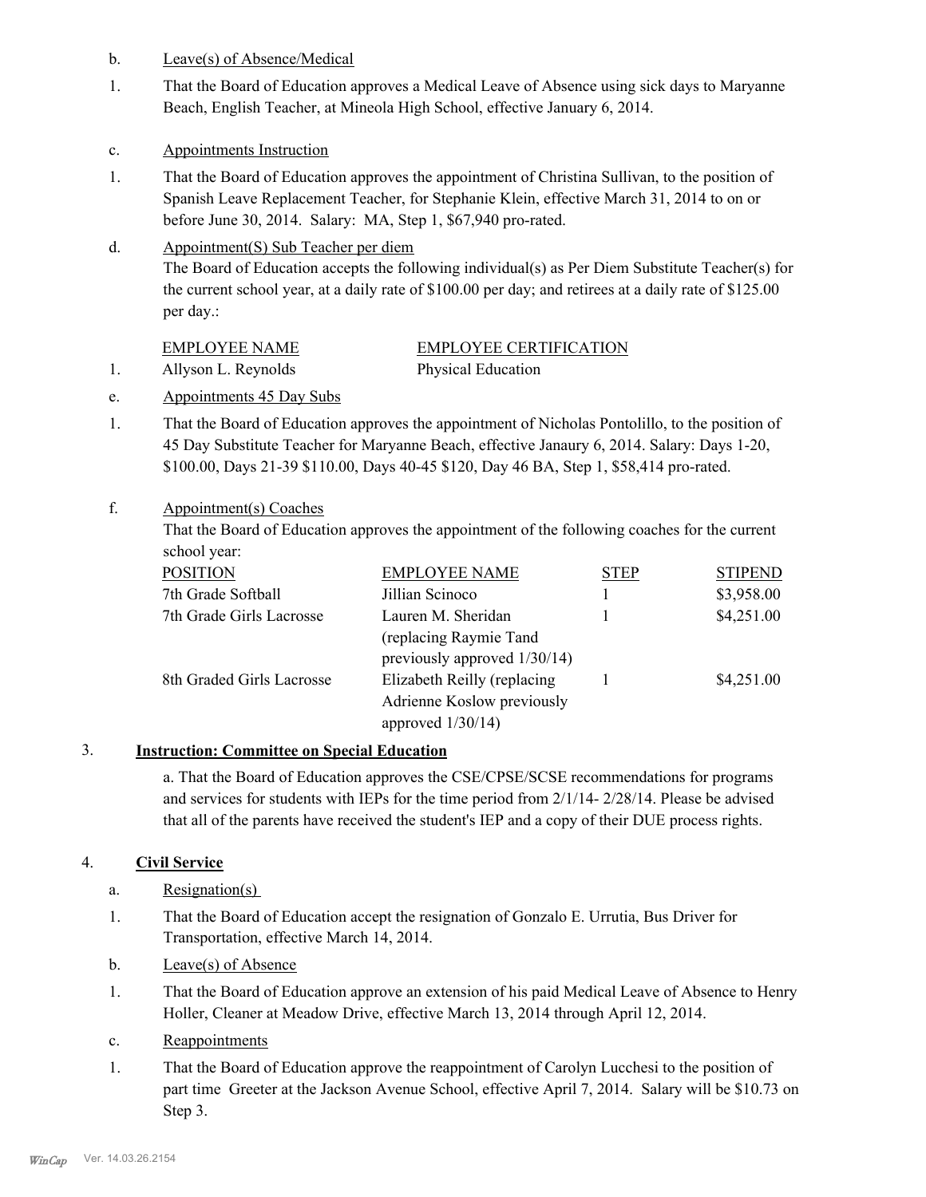b. Leave(s) of Absence/Medical

1. That the Board of Education approves a Medical Leave of Absence using sick days to Maryanne Beach, English Teacher, at Mineola High School, effective January 6, 2014.

c. Appointments Instruction

1. That the Board of Education approves the appointment of Christina Sullivan, to the position of Spanish Leave Replacement Teacher, for Stephanie Klein, effective March 31, 2014 to on or before June 30, 2014. Salary: MA, Step 1, $67,940 pro-rated.

d. Appointment(S) Sub Teacher per diem

The Board of Education accepts the following individual(s) as Per Diem Substitute Teacher(s) for the current school year, at a daily rate of $100.00 per day; and retirees at a daily rate of $125.00 per day.:

| | EMPLOYEE NAME | EMPLOYEE CERTIFICATION |
|---|---|---|
| 1. | Allyson L. Reynolds | Physical Education |

e. Appointments 45 Day Subs

1. That the Board of Education approves the appointment of Nicholas Pontolillo, to the position of 45 Day Substitute Teacher for Maryanne Beach, effective Janaury 6, 2014. Salary: Days 1-20, $100.00, Days 21-39 $110.00, Days 40-45 $120, Day 46 BA, Step 1, $58,414 pro-rated.

f. Appointment(s) Coaches

That the Board of Education approves the appointment of the following coaches for the current school year:

| POSITION | EMPLOYEE NAME | STEP | STIPEND |
|---|---|---|---|
| 7th Grade Softball | Jillian Scinoco | 1 | $3,958.00 |
| 7th Grade Girls Lacrosse | Lauren M. Sheridan (replacing Raymie Tand previously approved 1/30/14) | 1 | $4,251.00 |
| 8th Graded Girls Lacrosse | Elizabeth Reilly (replacing Adrienne Koslow previously approved 1/30/14) | 1 | $4,251.00 |

## 3. **Instruction: Committee on Special Education**

a. That the Board of Education approves the CSE/CPSE/SCSE recommendations for programs and services for students with IEPs for the time period from 2/1/14- 2/28/14. Please be advised that all of the parents have received the student's IEP and a copy of their DUE process rights.

## 4. **Civil Service**

a. Resignation(s)

1. That the Board of Education accept the resignation of Gonzalo E. Urrutia, Bus Driver for Transportation, effective March 14, 2014.

b. Leave(s) of Absence

1. That the Board of Education approve an extension of his paid Medical Leave of Absence to Henry Holler, Cleaner at Meadow Drive, effective March 13, 2014 through April 12, 2014.

c. Reappointments

1. That the Board of Education approve the reappointment of Carolyn Lucchesi to the position of part time Greeter at the Jackson Avenue School, effective April 7, 2014. Salary will be $10.73 on Step 3.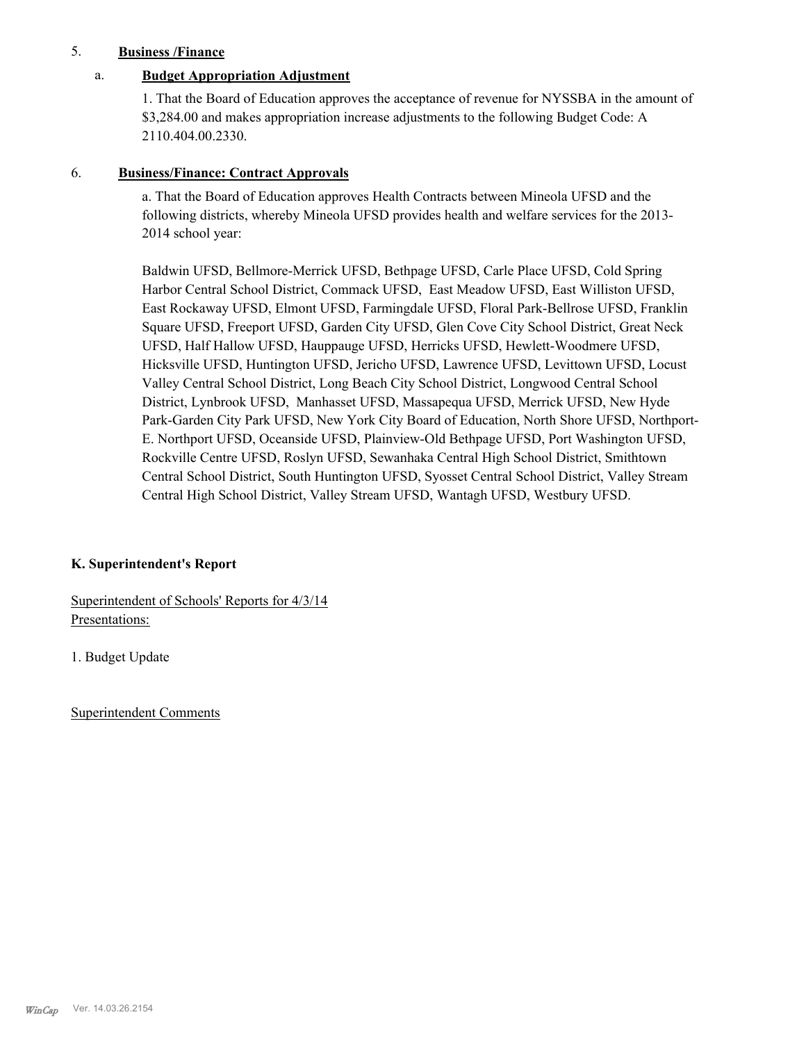5. **Business /Finance**

a. **Budget Appropriation Adjustment**

1. That the Board of Education approves the acceptance of revenue for NYSSBA in the amount of $3,284.00 and makes appropriation increase adjustments to the following Budget Code: A 2110.404.00.2330.

6. **Business/Finance: Contract Approvals**

a. That the Board of Education approves Health Contracts between Mineola UFSD and the following districts, whereby Mineola UFSD provides health and welfare services for the 2013-2014 school year:

Baldwin UFSD, Bellmore-Merrick UFSD, Bethpage UFSD, Carle Place UFSD, Cold Spring Harbor Central School District, Commack UFSD, East Meadow UFSD, East Williston UFSD, East Rockaway UFSD, Elmont UFSD, Farmingdale UFSD, Floral Park-Bellrose UFSD, Franklin Square UFSD, Freeport UFSD, Garden City UFSD, Glen Cove City School District, Great Neck UFSD, Half Hallow UFSD, Hauppauge UFSD, Herricks UFSD, Hewlett-Woodmere UFSD, Hicksville UFSD, Huntington UFSD, Jericho UFSD, Lawrence UFSD, Levittown UFSD, Locust Valley Central School District, Long Beach City School District, Longwood Central School District, Lynbrook UFSD, Manhasset UFSD, Massapequa UFSD, Merrick UFSD, New Hyde Park-Garden City Park UFSD, New York City Board of Education, North Shore UFSD, Northport-E. Northport UFSD, Oceanside UFSD, Plainview-Old Bethpage UFSD, Port Washington UFSD, Rockville Centre UFSD, Roslyn UFSD, Sewanhaka Central High School District, Smithtown Central School District, South Huntington UFSD, Syosset Central School District, Valley Stream Central High School District, Valley Stream UFSD, Wantagh UFSD, Westbury UFSD.

**K. Superintendent's Report**

Superintendent of Schools' Reports for 4/3/14
Presentations:

1. Budget Update

Superintendent Comments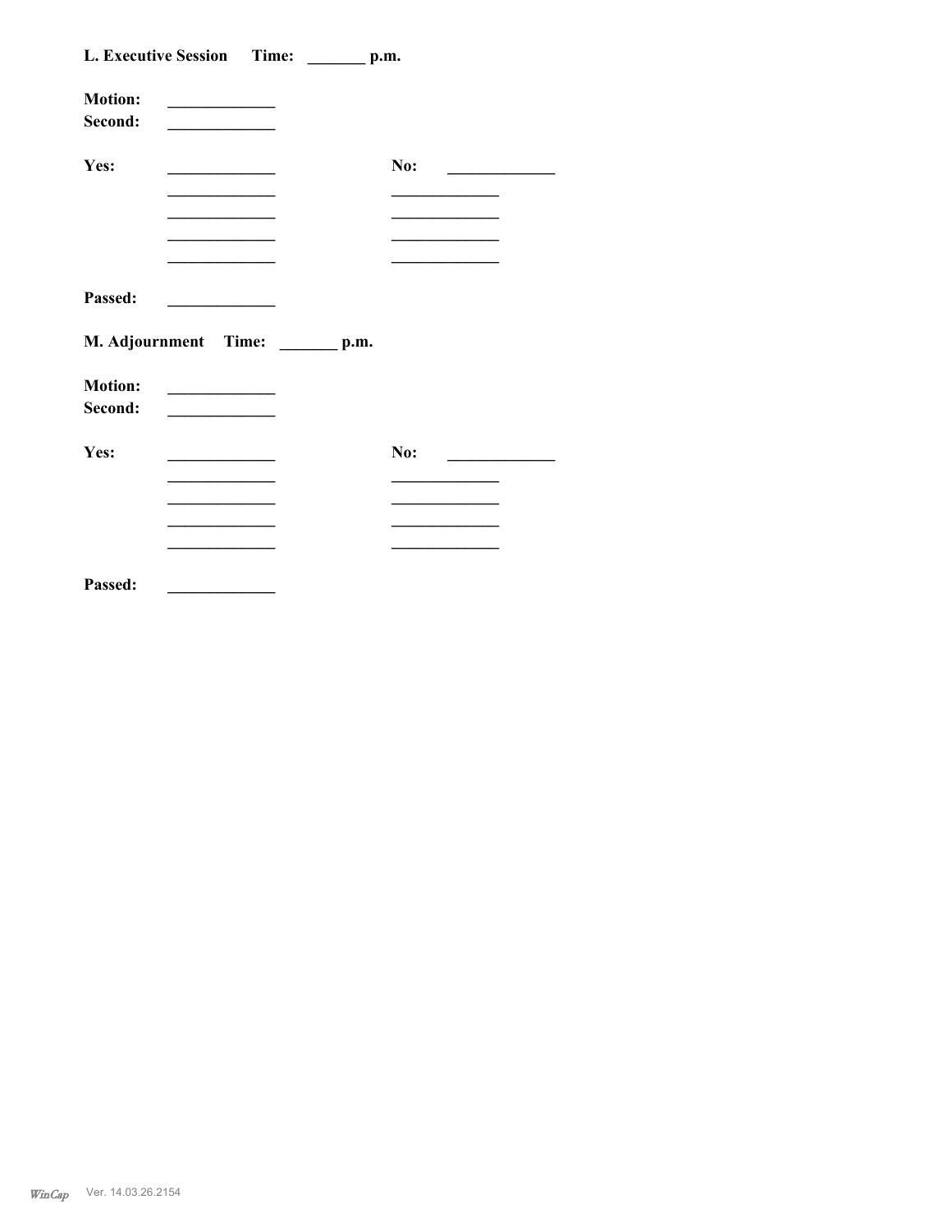**L. Executive Session     Time: _______ p.m.**

**Motion:** _____________
**Second:** _____________

**Yes:** _____________
_____________
_____________
_____________
_____________

**No:** _____________
_____________
_____________
_____________
_____________

**Passed:** _____________

**M. Adjournment     Time: _______ p.m.**

**Motion:** _____________
**Second:** _____________

**Yes:** _____________
_____________
_____________
_____________
_____________

**No:** _____________
_____________
_____________
_____________
_____________

**Passed:** _____________

*WinCap* Ver. 14.03.26.2154